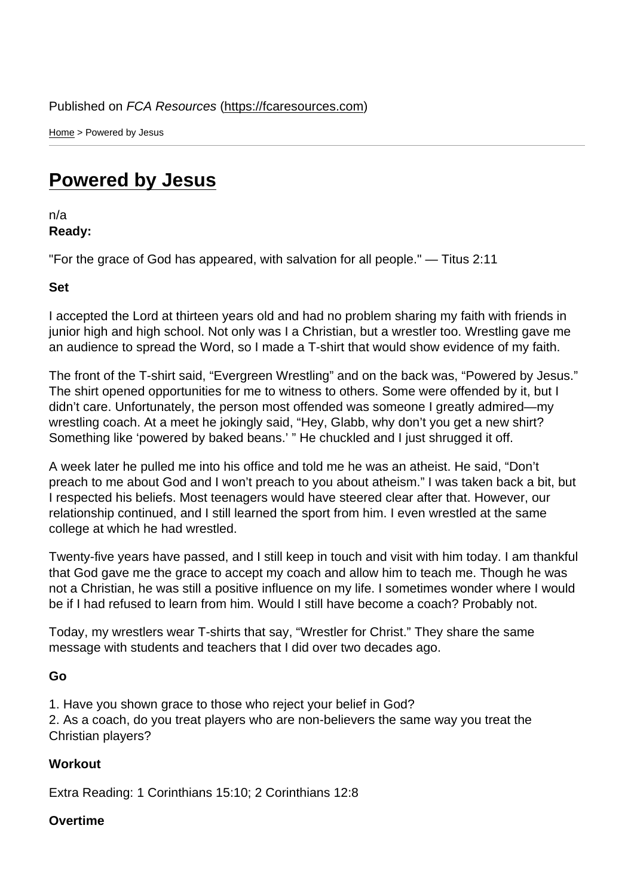Published on *FCA Resources* (https://fcaresources.com)

Home > Powered by Jesus

# Powered by Jesus

n/a

**Ready:**

"For the grace of God has appeared, with salvation for all people." — Titus 2:11

**Set**

I accepted the Lord at thirteen years old and had no problem sharing my faith with friends in junior high and high school. Not only was I a Christian, but a wrestler too. Wrestling gave me an audience to spread the Word, so I made a T-shirt that would show evidence of my faith.

The front of the T-shirt said, "Evergreen Wrestling" and on the back was, "Powered by Jesus." The shirt opened opportunities for me to witness to others. Some were offended by it, but I didn't care. Unfortunately, the person most offended was someone I greatly admired—my wrestling coach. At a meet he jokingly said, "Hey, Glabb, why don't you get a new shirt? Something like 'powered by baked beans.' " He chuckled and I just shrugged it off.

A week later he pulled me into his office and told me he was an atheist. He said, "Don't preach to me about God and I won't preach to you about atheism." I was taken back a bit, but I respected his beliefs. Most teenagers would have steered clear after that. However, our relationship continued, and I still learned the sport from him. I even wrestled at the same college at which he had wrestled.

Twenty-five years have passed, and I still keep in touch and visit with him today. I am thankful that God gave me the grace to accept my coach and allow him to teach me. Though he was not a Christian, he was still a positive influence on my life. I sometimes wonder where I would be if I had refused to learn from him. Would I still have become a coach? Probably not.

Today, my wrestlers wear T-shirts that say, "Wrestler for Christ." They share the same message with students and teachers that I did over two decades ago.

**Go**

1. Have you shown grace to those who reject your belief in God?
2. As a coach, do you treat players who are non-believers the same way you treat the Christian players?

**Workout**

Extra Reading: 1 Corinthians 15:10; 2 Corinthians 12:8

**Overtime**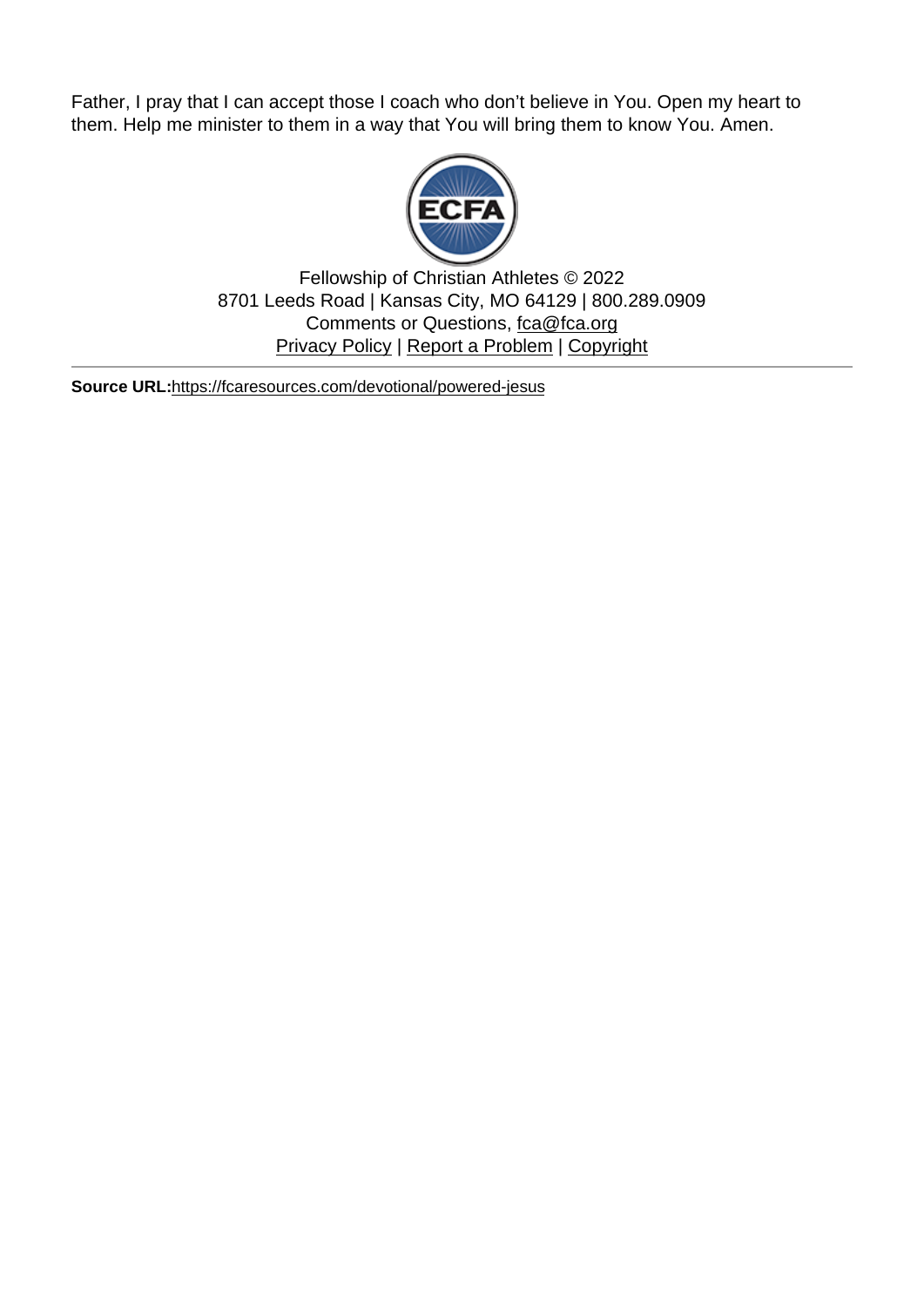Father, I pray that I can accept those I coach who don't believe in You. Open my heart to them. Help me minister to them in a way that You will bring them to know You. Amen.

Fellowship of Christian Athletes © 2022
8701 Leeds Road | Kansas City, MO 64129 | 800.289.0909
Comments or Questions, fca@fca.org
Privacy Policy | Report a Problem | Copyright

---

**Source URL:**https://fcaresources.com/devotional/powered-jesus